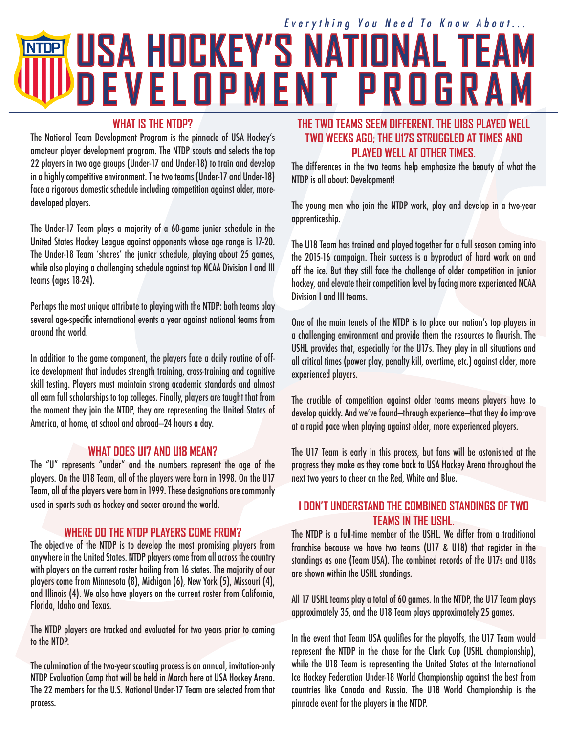*Everything You Need To Know About...*

# USA HOCKEY'S NATIONAL TEAM DEVELOPMENT PROGRAM

## WHAT IS THE NTDP?

The National Team Development Program is the pinnacle of USA Hockey's amateur player development program. The NTDP scouts and selects the top 22 players in two age groups (Under-17 and Under-18) to train and develop in a highly competitive environment. The two teams (Under-17 and Under-18) face a rigorous domestic schedule including competition against older, more-developed players.

The Under-17 Team plays a majority of a 60-game junior schedule in the United States Hockey League against opponents whose age range is 17-20. The Under-18 Team 'shares' the junior schedule, playing about 25 games, while also playing a challenging schedule against top NCAA Division I and III teams (ages 18-24).

Perhaps the most unique attribute to playing with the NTDP: both teams play several age-specific international events a year against national teams from around the world.

In addition to the game component, the players face a daily routine of off-ice development that includes strength training, cross-training and cognitive skill testing. Players must maintain strong academic standards and almost all earn full scholarships to top colleges. Finally, players are taught that from the moment they join the NTDP, they are representing the United States of America, at home, at school and abroad—24 hours a day.

## WHAT DOES U17 AND U18 MEAN?

The "U" represents "under" and the numbers represent the age of the players. On the U18 Team, all of the players were born in 1998. On the U17 Team, all of the players were born in 1999. These designations are commonly used in sports such as hockey and soccer around the world.

## WHERE DO THE NTDP PLAYERS COME FROM?

The objective of the NTDP is to develop the most promising players from anywhere in the United States. NTDP players come from all across the country with players on the current roster hailing from 16 states. The majority of our players come from Minnesota (8), Michigan (6), New York (5), Missouri (4), and Illinois (4). We also have players on the current roster from California, Florida, Idaho and Texas.

The NTDP players are tracked and evaluated for two years prior to coming to the NTDP.

The culmination of the two-year scouting process is an annual, invitation-only NTDP Evaluation Camp that will be held in March here at USA Hockey Arena. The 22 members for the U.S. National Under-17 Team are selected from that process.

## THE TWO TEAMS SEEM DIFFERENT. THE U18S PLAYED WELL TWO WEEKS AGO; THE U17S STRUGGLED AT TIMES AND PLAYED WELL AT OTHER TIMES.

The differences in the two teams help emphasize the beauty of what the NTDP is all about: Development!

The young men who join the NTDP work, play and develop in a two-year apprenticeship.

The U18 Team has trained and played together for a full season coming into the 2015-16 campaign. Their success is a byproduct of hard work on and off the ice. But they still face the challenge of older competition in junior hockey, and elevate their competition level by facing more experienced NCAA Division I and III teams.

One of the main tenets of the NTDP is to place our nation's top players in a challenging environment and provide them the resources to flourish. The USHL provides that, especially for the U17s. They play in all situations and all critical times (power play, penalty kill, overtime, etc.) against older, more experienced players.

The crucible of competition against older teams means players have to develop quickly. And we've found—through experience—that they do improve at a rapid pace when playing against older, more experienced players.

The U17 Team is early in this process, but fans will be astonished at the progress they make as they come back to USA Hockey Arena throughout the next two years to cheer on the Red, White and Blue.

## I DON'T UNDERSTAND THE COMBINED STANDINGS OF TWO TEAMS IN THE USHL.

The NTDP is a full-time member of the USHL. We differ from a traditional franchise because we have two teams (U17 & U18) that register in the standings as one (Team USA). The combined records of the U17s and U18s are shown within the USHL standings.

All 17 USHL teams play a total of 60 games. In the NTDP, the U17 Team plays approximately 35, and the U18 Team plays approximately 25 games.

In the event that Team USA qualifies for the playoffs, the U17 Team would represent the NTDP in the chase for the Clark Cup (USHL championship), while the U18 Team is representing the United States at the International Ice Hockey Federation Under-18 World Championship against the best from countries like Canada and Russia. The U18 World Championship is the pinnacle event for the players in the NTDP.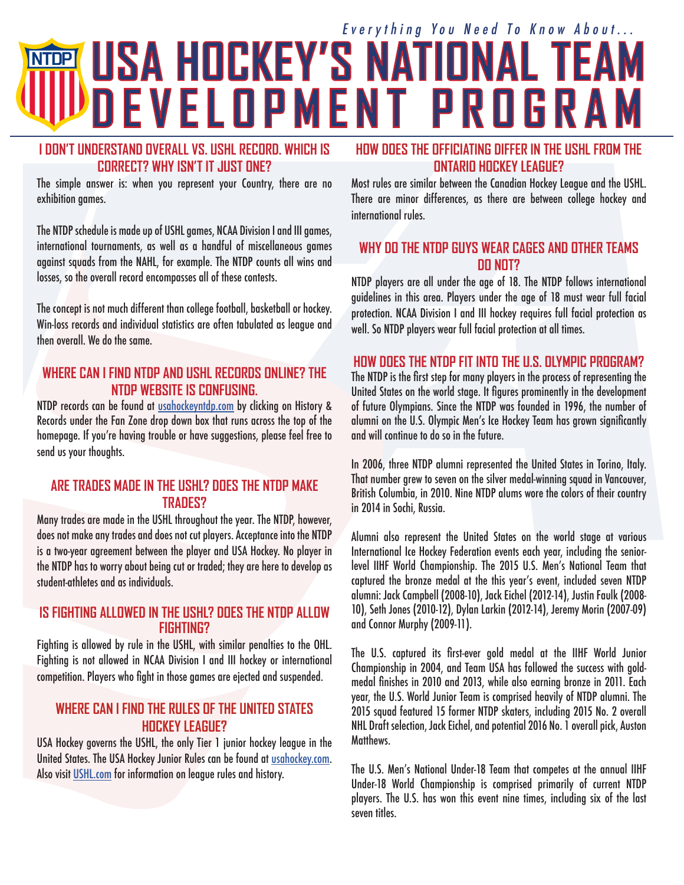*Everything You Need To Know About...*

# USA HOCKEY'S NATIONAL TEAM DEVELOPMENT PROGRAM

## I DON'T UNDERSTAND OVERALL VS. USHL RECORD. WHICH IS CORRECT? WHY ISN'T IT JUST ONE?

The simple answer is: when you represent your Country, there are no exhibition games.

The NTDP schedule is made up of USHL games, NCAA Division I and III games, international tournaments, as well as a handful of miscellaneous games against squads from the NAHL, for example. The NTDP counts all wins and losses, so the overall record encompasses all of these contests.

The concept is not much different than college football, basketball or hockey. Win-loss records and individual statistics are often tabulated as league and then overall. We do the same.

## WHERE CAN I FIND NTDP AND USHL RECORDS ONLINE? THE NTDP WEBSITE IS CONFUSING.

NTDP records can be found at usahockeyntdp.com by clicking on History & Records under the Fan Zone drop down box that runs across the top of the homepage. If you're having trouble or have suggestions, please feel free to send us your thoughts.

## ARE TRADES MADE IN THE USHL? DOES THE NTDP MAKE TRADES?

Many trades are made in the USHL throughout the year. The NTDP, however, does not make any trades and does not cut players. Acceptance into the NTDP is a two-year agreement between the player and USA Hockey. No player in the NTDP has to worry about being cut or traded; they are here to develop as student-athletes and as individuals.

## IS FIGHTING ALLOWED IN THE USHL? DOES THE NTDP ALLOW FIGHTING?

Fighting is allowed by rule in the USHL, with similar penalties to the OHL. Fighting is not allowed in NCAA Division I and III hockey or international competition. Players who fight in those games are ejected and suspended.

## WHERE CAN I FIND THE RULES OF THE UNITED STATES HOCKEY LEAGUE?

USA Hockey governs the USHL, the only Tier 1 junior hockey league in the United States. The USA Hockey Junior Rules can be found at usahockey.com. Also visit USHL.com for information on league rules and history.

## HOW DOES THE OFFICIATING DIFFER IN THE USHL FROM THE ONTARIO HOCKEY LEAGUE?

Most rules are similar between the Canadian Hockey League and the USHL. There are minor differences, as there are between college hockey and international rules.

## WHY DO THE NTDP GUYS WEAR CAGES AND OTHER TEAMS DO NOT?

NTDP players are all under the age of 18. The NTDP follows international guidelines in this area. Players under the age of 18 must wear full facial protection. NCAA Division I and III hockey requires full facial protection as well. So NTDP players wear full facial protection at all times.

## HOW DOES THE NTDP FIT INTO THE U.S. OLYMPIC PROGRAM?

The NTDP is the first step for many players in the process of representing the United States on the world stage. It figures prominently in the development of future Olympians. Since the NTDP was founded in 1996, the number of alumni on the U.S. Olympic Men's Ice Hockey Team has grown significantly and will continue to do so in the future.

In 2006, three NTDP alumni represented the United States in Torino, Italy. That number grew to seven on the silver medal-winning squad in Vancouver, British Columbia, in 2010. Nine NTDP alums wore the colors of their country in 2014 in Sochi, Russia.

Alumni also represent the United States on the world stage at various International Ice Hockey Federation events each year, including the senior-level IIHF World Championship. The 2015 U.S. Men's National Team that captured the bronze medal at the this year's event, included seven NTDP alumni: Jack Campbell (2008-10), Jack Eichel (2012-14), Justin Faulk (2008-10), Seth Jones (2010-12), Dylan Larkin (2012-14), Jeremy Morin (2007-09) and Connor Murphy (2009-11).

The U.S. captured its first-ever gold medal at the IIHF World Junior Championship in 2004, and Team USA has followed the success with gold-medal finishes in 2010 and 2013, while also earning bronze in 2011. Each year, the U.S. World Junior Team is comprised heavily of NTDP alumni. The 2015 squad featured 15 former NTDP skaters, including 2015 No. 2 overall NHL Draft selection, Jack Eichel, and potential 2016 No. 1 overall pick, Auston Matthews.

The U.S. Men's National Under-18 Team that competes at the annual IIHF Under-18 World Championship is comprised primarily of current NTDP players. The U.S. has won this event nine times, including six of the last seven titles.